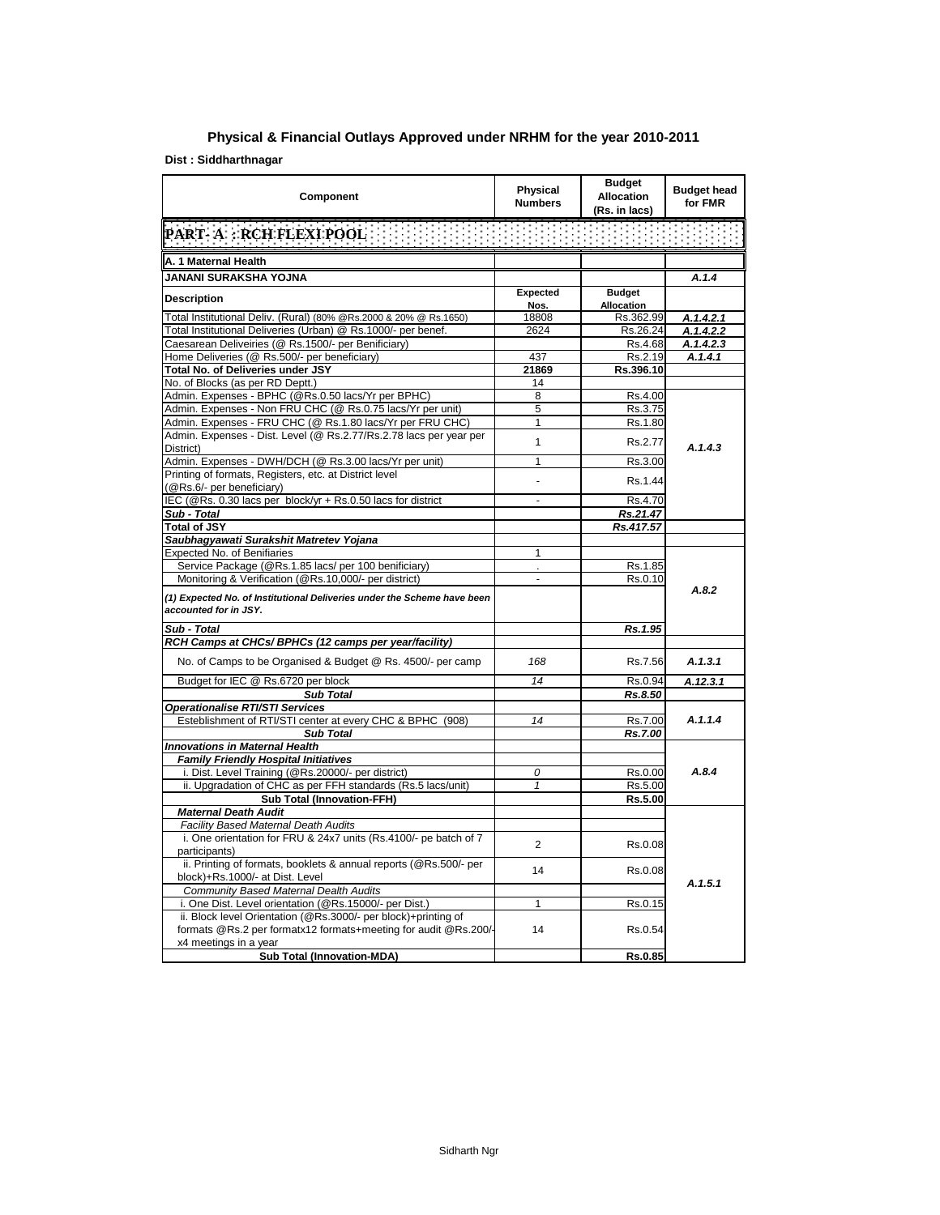## Physical & Financial Outlays Approved under NRHM for the year 2010-2011

**Dist : Siddharthnagar**

| Component | Physical Numbers | Budget Allocation (Rs. in lacs) | Budget head for FMR |
|---|---|---|---|
| **PART- A : RCH FLEXI POOL** | | | |
| **A. 1 Maternal Health** | | | |
| **JANANI SURAKSHA YOJNA** | | | *A.1.4* |
| **Description** | **Expected Nos.** | **Budget Allocation** | |
| Total Institutional Deliv. (Rural) (80% @Rs.2000 & 20% @ Rs.1650) | 18808 | Rs.362.99 | *A.1.4.2.1* |
| Total Institutional Deliveries (Urban) @ Rs.1000/- per benef. | 2624 | Rs.26.24 | *A.1.4.2.2* |
| Caesarean Deliveiries (@ Rs.1500/- per Benificiary) | | Rs.4.68 | *A.1.4.2.3* |
| Home Deliveries (@ Rs.500/- per beneficiary) | 437 | Rs.2.19 | *A.1.4.1* |
| **Total No. of Deliveries under JSY** | **21869** | **Rs.396.10** | |
| No. of Blocks (as per RD Deptt.) | 14 | | |
| Admin. Expenses - BPHC (@Rs.0.50 lacs/Yr per BPHC) | 8 | Rs.4.00 | *A.1.4.3* |
| Admin. Expenses - Non FRU CHC (@ Rs.0.75 lacs/Yr per unit) | 5 | Rs.3.75 | |
| Admin. Expenses - FRU CHC (@ Rs.1.80 lacs/Yr per FRU CHC) | 1 | Rs.1.80 | |
| Admin. Expenses - Dist. Level (@ Rs.2.77/Rs.2.78 lacs per year per District) | 1 | Rs.2.77 | |
| Admin. Expenses - DWH/DCH (@ Rs.3.00 lacs/Yr per unit) | 1 | Rs.3.00 | |
| Printing of formats, Registers, etc. at District level (@Rs.6/- per beneficiary) | - | Rs.1.44 | |
| IEC (@Rs. 0.30 lacs per block/yr + Rs.0.50 lacs for district | - | Rs.4.70 | |
| ***Sub - Total*** | | ***Rs.21.47*** | |
| **Total of JSY** | | ***Rs.417.57*** | |
| ***Saubhagyawati Surakshit Matretev Yojana*** | | | |
| Expected No. of Benifiaries | 1 | | *A.8.2* |
| Service Package (@Rs.1.85 lacs/ per 100 benificiary) | . | Rs.1.85 | |
| Monitoring & Verification (@Rs.10,000/- per district) | - | Rs.0.10 | |
| ***(1) Expected No. of Institutional Deliveries under the Scheme have been accounted for in JSY.*** | | | |
| ***Sub - Total*** | | ***Rs.1.95*** | |
| ***RCH Camps at CHCs/ BPHCs (12 camps per year/facility)*** | | | |
| No. of Camps to be Organised & Budget @ Rs. 4500/- per camp | *168* | Rs.7.56 | *A.1.3.1* |
| Budget for IEC @ Rs.6720 per block | *14* | Rs.0.94 | *A.12.3.1* |
| ***Sub Total*** | | ***Rs.8.50*** | |
| ***Operationalise RTI/STI Services*** | | | |
| Esteblishment of RTI/STI center at every CHC & BPHC (908) | *14* | Rs.7.00 | *A.1.1.4* |
| ***Sub Total*** | | ***Rs.7.00*** | |
| ***Innovations in Maternal Health*** | | | *A.8.4* |
| ***Family Friendly Hospital Initiatives*** | | | |
| i. Dist. Level Training (@Rs.20000/- per district) | *0* | Rs.0.00 | |
| ii. Upgradation of CHC as per FFH standards (Rs.5 lacs/unit) | *1* | Rs.5.00 | |
| **Sub Total (Innovation-FFH)** | | **Rs.5.00** | |
| ***Maternal Death Audit*** | | | *A.1.5.1* |
| *Facility Based Maternal Death Audits* | | | |
| i. One orientation for FRU & 24x7 units (Rs.4100/- pe batch of 7 participants) | 2 | Rs.0.08 | |
| ii. Printing of formats, booklets & annual reports (@Rs.500/- per block)+Rs.1000/- at Dist. Level | 14 | Rs.0.08 | |
| *Community Based Maternal Dealth Audits* | | | |
| i. One Dist. Level orientation (@Rs.15000/- per Dist.) | 1 | Rs.0.15 | |
| ii. Block level Orientation (@Rs.3000/- per block)+printing of formats @Rs.2 per formatx12 formats+meeting for audit @Rs.200/- x4 meetings in a year | 14 | Rs.0.54 | |
| **Sub Total (Innovation-MDA)** | | **Rs.0.85** | |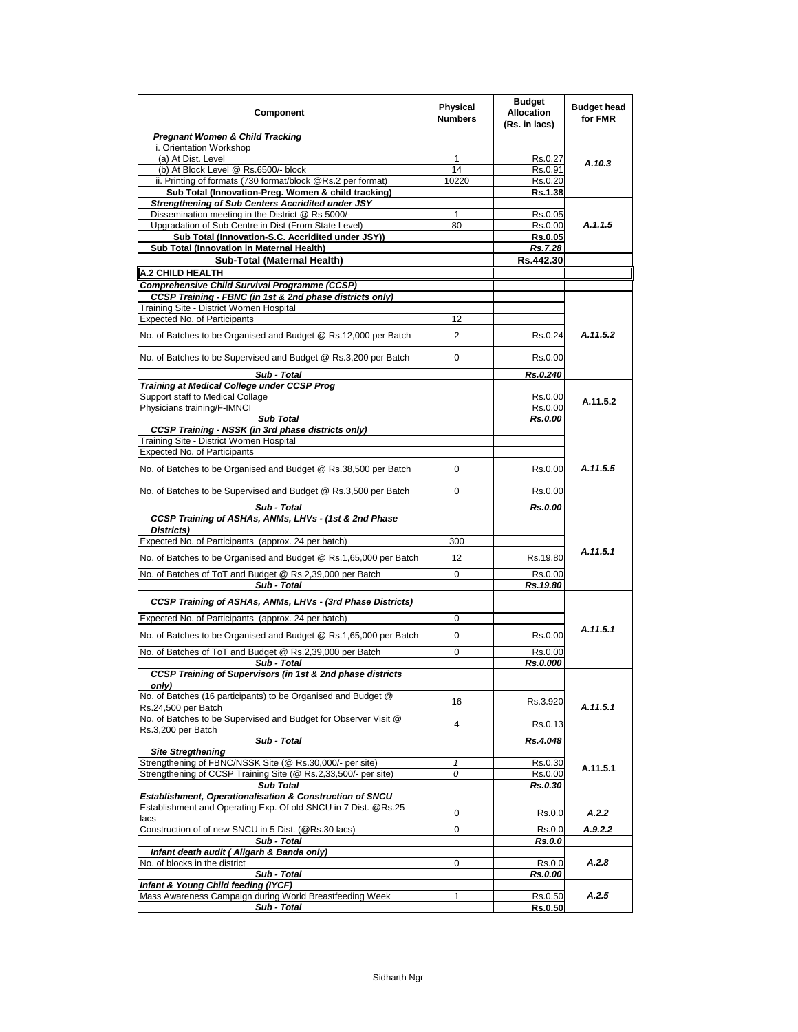| Component | Physical Numbers | Budget Allocation (Rs. in lacs) | Budget head for FMR |
|---|---|---|---|
| ***Pregnant Women & Child Tracking*** | | | |
| i. Orientation Workshop | | | A.10.3 |
| (a) At Dist. Level | 1 | Rs.0.27 | |
| (b) At Block Level @ Rs.6500/- block | 14 | Rs.0.91 | |
| ii. Printing of formats (730 format/block @Rs.2 per format) | 10220 | Rs.0.20 | |
| **Sub Total (Innovation-Preg. Women & child tracking)** | | **Rs.1.38** | |
| ***Strengthening of Sub Centers Accridited under JSY*** | | | A.1.1.5 |
| Dissemination meeting in the District @ Rs 5000/- | 1 | Rs.0.05 | |
| Upgradation of Sub Centre in Dist (From State Level) | 80 | Rs.0.00 | |
| **Sub Total (Innovation-S.C. Accridited under JSY))** | | **Rs.0.05** | |
| **Sub Total (Innovation in Maternal Health)** | | ***Rs.7.28*** | |
| **Sub-Total (Maternal Health)** | | **Rs.442.30** | |
| **A.2 CHILD HEALTH** | | | |
| ***Comprehensive Child Survival Programme (CCSP)*** | | | |
| ***CCSP Training - FBNC (in 1st & 2nd phase districts only)*** | | | A.11.5.2 |
| Training Site - District Women Hospital | | | |
| Expected No. of Participants | 12 | | |
| No. of Batches to be Organised and Budget @ Rs.12,000 per Batch | 2 | Rs.0.24 | |
| No. of Batches to be Supervised and Budget @ Rs.3,200 per Batch | 0 | Rs.0.00 | |
| ***Sub - Total*** | | ***Rs.0.240*** | |
| ***Training at Medical College under CCSP Prog*** | | | |
| Support staff to Medical Collage | | Rs.0.00 | A.11.5.2 |
| Physicians training/F-IMNCI | | Rs.0.00 | |
| ***Sub Total*** | | ***Rs.0.00*** | |
| ***CCSP Training - NSSK (in 3rd phase districts only)*** | | | A.11.5.5 |
| Training Site - District Women Hospital | | | |
| Expected No. of Participants | | | |
| No. of Batches to be Organised and Budget @ Rs.38,500 per Batch | 0 | Rs.0.00 | |
| No. of Batches to be Supervised and Budget @ Rs.3,500 per Batch | 0 | Rs.0.00 | |
| ***Sub - Total*** | | ***Rs.0.00*** | |
| ***CCSP Training of ASHAs, ANMs, LHVs - (1st & 2nd Phase Districts)*** | | | A.11.5.1 |
| Expected No. of Participants (approx. 24 per batch) | 300 | | |
| No. of Batches to be Organised and Budget @ Rs.1,65,000 per Batch | 12 | Rs.19.80 | |
| No. of Batches of ToT and Budget @ Rs.2,39,000 per Batch | 0 | Rs.0.00 | |
| ***Sub - Total*** | | ***Rs.19.80*** | |
| ***CCSP Training of ASHAs, ANMs, LHVs - (3rd Phase Districts)*** | | | A.11.5.1 |
| Expected No. of Participants (approx. 24 per batch) | 0 | | |
| No. of Batches to be Organised and Budget @ Rs.1,65,000 per Batch | 0 | Rs.0.00 | |
| No. of Batches of ToT and Budget @ Rs.2,39,000 per Batch | 0 | Rs.0.00 | |
| ***Sub - Total*** | | ***Rs.0.000*** | |
| ***CCSP Training of Supervisors (in 1st & 2nd phase districts only)*** | | | A.11.5.1 |
| No. of Batches (16 participants) to be Organised and Budget @ Rs.24,500 per Batch | 16 | Rs.3.920 | |
| No. of Batches to be Supervised and Budget for Observer Visit @ Rs.3,200 per Batch | 4 | Rs.0.13 | |
| ***Sub - Total*** | | ***Rs.4.048*** | |
| ***Site Stregthening*** | | | A.11.5.1 |
| Strengthening of FBNC/NSSK Site (@ Rs.30,000/- per site) | *1* | Rs.0.30 | |
| Strengthening of CCSP Training Site (@ Rs.2,33,500/- per site) | *0* | Rs.0.00 | |
| ***Sub Total*** | | ***Rs.0.30*** | |
| ***Establishment, Operationalisation & Construction of SNCU*** | | | |
| Establishment and Operating Exp. Of old SNCU in 7 Dist. @Rs.25 lacs | 0 | Rs.0.0 | ***A.2.2*** |
| Construction of of new SNCU in 5 Dist. (@Rs.30 lacs) | 0 | Rs.0.0 | ***A.9.2.2*** |
| ***Sub - Total*** | | ***Rs.0.0*** | |
| ***Infant death audit ( Aligarh & Banda only)*** | | | A.2.8 |
| No. of blocks in the district | 0 | Rs.0.0 | |
| ***Sub - Total*** | | ***Rs.0.00*** | |
| ***Infant & Young Child feeding (IYCF)*** | | | A.2.5 |
| Mass Awareness Campaign during World Breastfeeding Week | 1 | Rs.0.50 | |
| ***Sub - Total*** | | **Rs.0.50** | |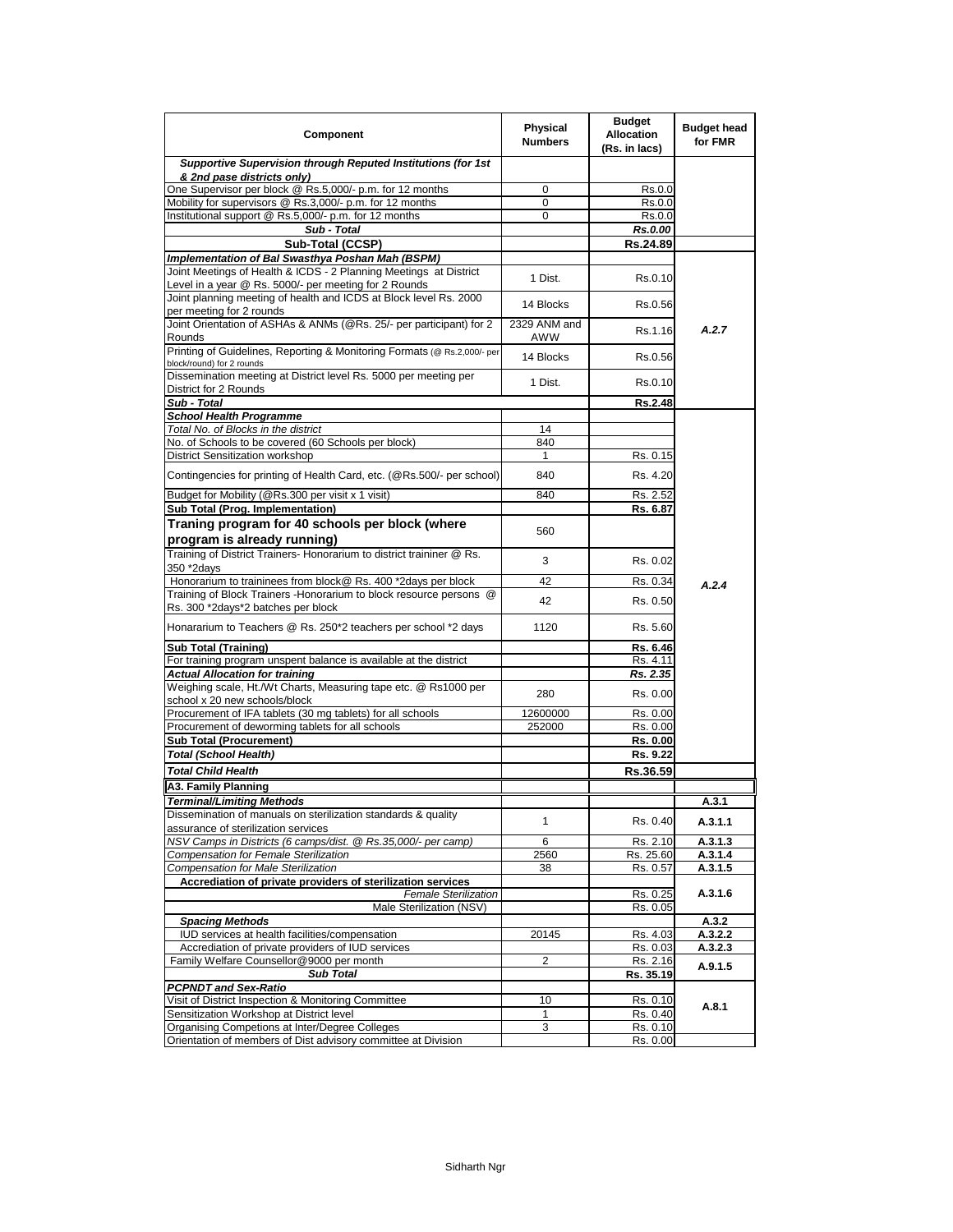| Component | Physical Numbers | Budget Allocation (Rs. in lacs) | Budget head for FMR |
|---|---|---|---|
| ***Supportive Supervision through Reputed Institutions (for 1st & 2nd pase districts only)*** | | | |
| One Supervisor per block @ Rs.5,000/- p.m. for 12 months | 0 | Rs.0.0 | |
| Mobility for supervisors @ Rs.3,000/- p.m. for 12 months | 0 | Rs.0.0 | |
| Institutional support @ Rs.5,000/- p.m. for 12 months | 0 | Rs.0.0 | |
| ***Sub - Total*** | | ***Rs.0.00*** | |
| **Sub-Total (CCSP)** | | **Rs.24.89** | |
| ***Implementation of Bal Swasthya Poshan Mah (BSPM)*** | | | |
| Joint Meetings of Health & ICDS - 2 Planning Meetings at District Level in a year @ Rs. 5000/- per meeting for 2 Rounds | 1 Dist. | Rs.0.10 | *A.2.7* |
| Joint planning meeting of health and ICDS at Block level Rs. 2000 per meeting for 2 rounds | 14 Blocks | Rs.0.56 | |
| Joint Orientation of ASHAs & ANMs (@Rs. 25/- per participant) for 2 Rounds | 2329 ANM and AWW | Rs.1.16 | |
| Printing of Guidelines, Reporting & Monitoring Formats (@ Rs.2,000/- per block/round) for 2 rounds | 14 Blocks | Rs.0.56 | |
| Dissemination meeting at District level Rs. 5000 per meeting per District for 2 Rounds | 1 Dist. | Rs.0.10 | |
| ***Sub - Total*** | | **Rs.2.48** | |
| ***School Health Programme*** | | | *A.2.4* |
| *Total No. of Blocks in the district* | 14 | | |
| No. of Schools to be covered (60 Schools per block) | 840 | | |
| District Sensitization workshop | 1 | Rs. 0.15 | |
| Contingencies for printing of Health Card, etc. (@Rs.500/- per school) | 840 | Rs. 4.20 | |
| Budget for Mobility (@Rs.300 per visit x 1 visit) | 840 | Rs. 2.52 | |
| **Sub Total (Prog. Implementation)** | | **Rs. 6.87** | |
| **Traning program for 40 schools per block (where program is already running)** | 560 | | |
| Training of District Trainers- Honorarium to district traininer @ Rs. 350 *2days | 3 | Rs. 0.02 | |
| Honorarium to trainees from block@ Rs. 400 *2days per block | 42 | Rs. 0.34 | |
| Training of Block Trainers -Honorarium to block resource persons @ Rs. 300 *2days*2 batches per block | 42 | Rs. 0.50 | |
| Honararium to Teachers @ Rs. 250*2 teachers per school *2 days | 1120 | Rs. 5.60 | |
| **Sub Total (Training)** | | **Rs. 6.46** | |
| For training program unspent balance is available at the district | | Rs. 4.11 | |
| ***Actual Allocation for training*** | | ***Rs. 2.35*** | |
| Weighing scale, Ht./Wt Charts, Measuring tape etc. @ Rs1000 per school x 20 new schools/block | 280 | Rs. 0.00 | |
| Procurement of IFA tablets (30 mg tablets) for all schools | 12600000 | Rs. 0.00 | |
| Procurement of deworming tablets for all schools | 252000 | Rs. 0.00 | |
| **Sub Total (Procurement)** | | **Rs. 0.00** | |
| ***Total (School Health)*** | | **Rs. 9.22** | |
| ***Total Child Health*** | | **Rs.36.59** | |
| **A3. Family Planning** | | | |
| ***Terminal/Limiting Methods*** | | | **A.3.1** |
| Dissemination of manuals on sterilization standards & quality assurance of sterilization services | 1 | Rs. 0.40 | **A.3.1.1** |
| *NSV Camps in Districts (6 camps/dist. @ Rs.35,000/- per camp)* | 6 | Rs. 2.10 | **A.3.1.3** |
| *Compensation for Female Sterilization* | 2560 | Rs. 25.60 | **A.3.1.4** |
| *Compensation for Male Sterilization* | 38 | Rs. 0.57 | **A.3.1.5** |
| **Accrediation of private providers of sterilization services** | | | **A.3.1.6** |
| *Female Sterilization* | | Rs. 0.25 | |
| Male Sterilization (NSV) | | Rs. 0.05 | |
| ***Spacing Methods*** | | | **A.3.2** |
| IUD services at health facilities/compensation | 20145 | Rs. 4.03 | **A.3.2.2** |
| Accrediation of private providers of IUD services | | Rs. 0.03 | **A.3.2.3** |
| Family Welfare Counsellor@9000 per month | 2 | Rs. 2.16 | **A.9.1.5** |
| ***Sub Total*** | | **Rs. 35.19** | |
| ***PCPNDT and Sex-Ratio*** | | | |
| Visit of District Inspection & Monitoring Committee | 10 | Rs. 0.10 | **A.8.1** |
| Sensitization Workshop at District level | 1 | Rs. 0.40 | |
| Organising Competions at Inter/Degree Colleges | 3 | Rs. 0.10 | |
| Orientation of members of Dist advisory committee at Division | | Rs. 0.00 | |

Sidharth Ngr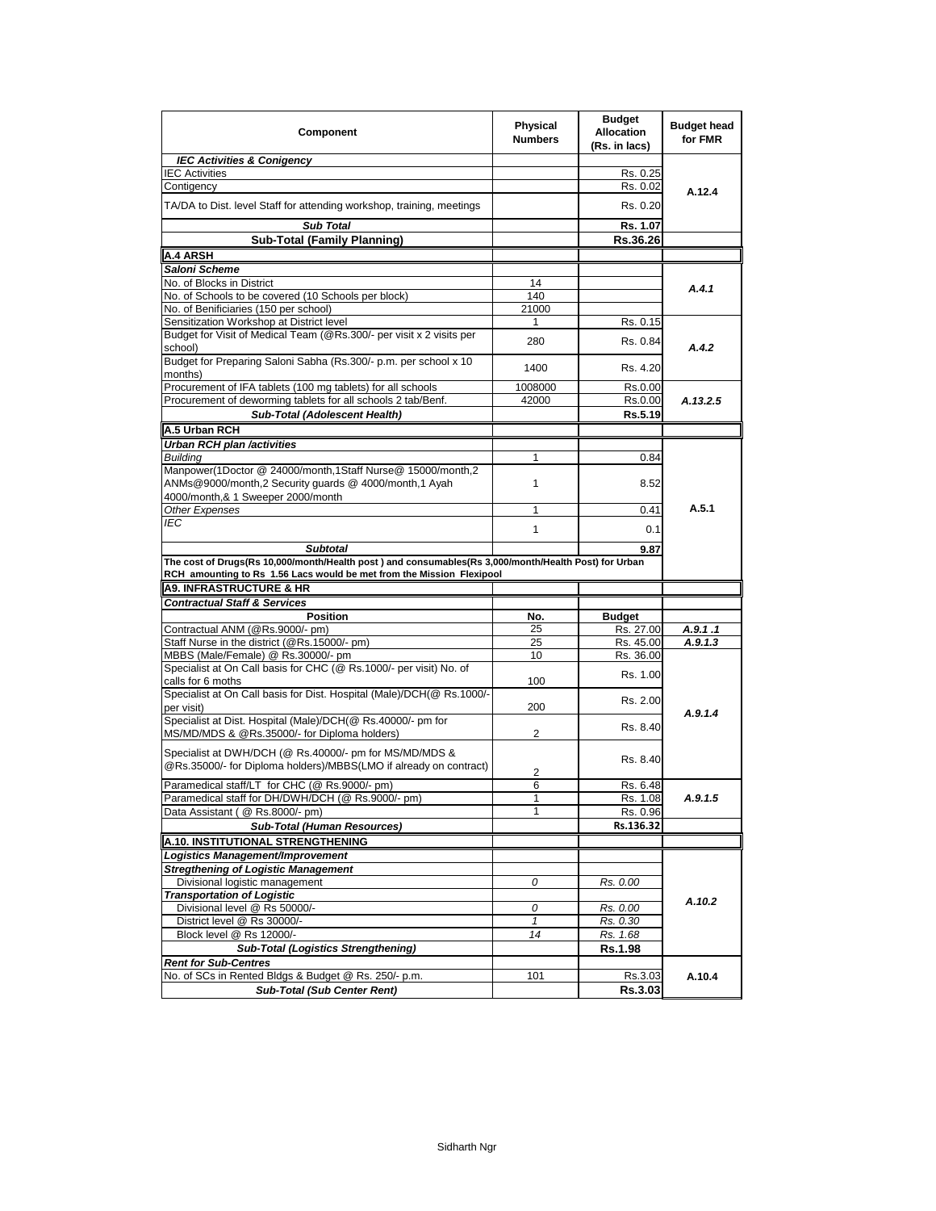| Component | Physical Numbers | Budget Allocation (Rs. in lacs) | Budget head for FMR |
|---|---|---|---|
| ***IEC Activities & Conigency*** | | | |
| IEC Activities | | Rs. 0.25 | A.12.4 |
| Contigency | | Rs. 0.02 | |
| TA/DA to Dist. level Staff for attending workshop, training, meetings | | Rs. 0.20 | |
| ***Sub Total*** | | **Rs. 1.07** | |
| **Sub-Total (Family Planning)** | | **Rs.36.26** | |
| **A.4 ARSH** | | | |
| ***Saloni Scheme*** | | | |
| No. of Blocks in District | 14 | | *A.4.1* |
| No. of Schools to be covered (10 Schools per block) | 140 | | |
| No. of Benificiaries (150 per school) | 21000 | | |
| Sensitization Workshop at District level | 1 | Rs. 0.15 | *A.4.2* |
| Budget for Visit of Medical Team (@Rs.300/- per visit x 2 visits per school) | 280 | Rs. 0.84 | |
| Budget for Preparing Saloni Sabha (Rs.300/- p.m. per school x 10 months) | 1400 | Rs. 4.20 | |
| Procurement of IFA tablets (100 mg tablets) for all schools | 1008000 | Rs.0.00 | *A.13.2.5* |
| Procurement of deworming tablets for all schools 2 tab/Benf. | 42000 | Rs.0.00 | |
| ***Sub-Total (Adolescent Health)*** | | **Rs.5.19** | |
| **A.5 Urban RCH** | | | |
| ***Urban RCH plan /activities*** | | | A.5.1 |
| *Building* | 1 | 0.84 | |
| Manpower(1Doctor @ 24000/month,1Staff Nurse@ 15000/month,2 ANMs@9000/month,2 Security guards @ 4000/month,1 Ayah 4000/month,& 1 Sweeper 2000/month | 1 | 8.52 | |
| *Other Expenses* | 1 | 0.41 | |
| *IEC* | 1 | 0.1 | |
| ***Subtotal*** | | **9.87** | |
| **The cost of Drugs(Rs 10,000/month/Health post ) and consumables(Rs 3,000/month/Health Post) for Urban RCH amounting to Rs 1.56 Lacs would be met from the Mission Flexipool** | | | |
| **A9. INFRASTRUCTURE & HR** | | | |
| ***Contractual Staff & Services*** | | | |
| **Position** | **No.** | **Budget** | |
| Contractual ANM (@Rs.9000/- pm) | 25 | Rs. 27.00 | *A.9.1 .1* |
| Staff Nurse in the district (@Rs.15000/- pm) | 25 | Rs. 45.00 | *A.9.1.3* |
| MBBS (Male/Female) @ Rs.30000/- pm | 10 | Rs. 36.00 | *A.9.1.4* |
| Specialist at On Call basis for CHC (@ Rs.1000/- per visit) No. of calls for 6 moths | 100 | Rs. 1.00 | |
| Specialist at On Call basis for Dist. Hospital (Male)/DCH(@ Rs.1000/- per visit) | 200 | Rs. 2.00 | |
| Specialist at Dist. Hospital (Male)/DCH(@ Rs.40000/- pm for MS/MD/MDS & @Rs.35000/- for Diploma holders) | 2 | Rs. 8.40 | |
| Specialist at DWH/DCH (@ Rs.40000/- pm for MS/MD/MDS & @Rs.35000/- for Diploma holders)/MBBS(LMO if already on contract) | 2 | Rs. 8.40 | |
| Paramedical staff/LT for CHC (@ Rs.9000/- pm) | 6 | Rs. 6.48 | *A.9.1.5* |
| Paramedical staff for DH/DWH/DCH (@ Rs.9000/- pm) | 1 | Rs. 1.08 | |
| Data Assistant ( @ Rs.8000/- pm) | 1 | Rs. 0.96 | |
| ***Sub-Total (Human Resources)*** | | **Rs.136.32** | |
| **A.10. INSTITUTIONAL STRENGTHENING** | | | |
| ***Logistics Management/Improvement*** | | | A.10.2 |
| ***Stregthening of Logistic Management*** | | | |
| Divisional logistic management | *0* | *Rs. 0.00* | |
| ***Transportation of Logistic*** | | | |
| Divisional level @ Rs 50000/- | *0* | *Rs. 0.00* | |
| District level @ Rs 30000/- | *1* | *Rs. 0.30* | |
| Block level @ Rs 12000/- | *14* | *Rs. 1.68* | |
| ***Sub-Total (Logistics Strengthening)*** | | **Rs.1.98** | |
| ***Rent for Sub-Centres*** | | | A.10.4 |
| No. of SCs in Rented Bldgs & Budget @ Rs. 250/- p.m. | 101 | Rs.3.03 | |
| ***Sub-Total (Sub Center Rent)*** | | **Rs.3.03** | |

Sidharth Ngr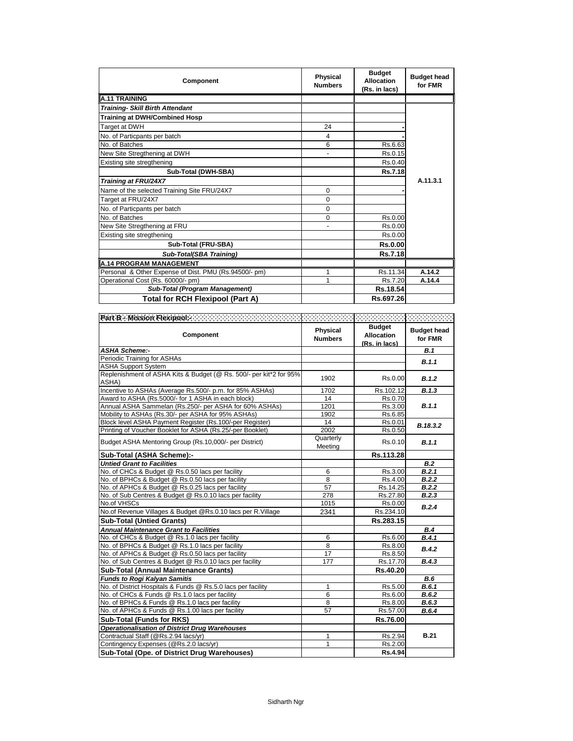| Component | Physical Numbers | Budget Allocation (Rs. in lacs) | Budget head for FMR |
|---|---|---|---|
| **A.11 TRAINING** | | | |
| ***Training- Skill Birth Attendant*** | | | |
| **Training at DWH/Combined Hosp** | | | A.11.3.1 |
| Target at DWH | 24 | - | |
| No. of Particpants per batch | 4 | - | |
| No. of Batches | 6 | Rs.6.63 | |
| New Site Stregthening at DWH | - | Rs.0.15 | |
| Existing site stregthening | | Rs.0.40 | |
| **Sub-Total (DWH-SBA)** | | **Rs.7.18** | |
| ***Training at FRU/24X7*** | | | |
| Name of the selected Training Site FRU/24X7 | 0 | - | |
| Target at FRU/24X7 | 0 | | |
| No. of Particpants per batch | 0 | | |
| No. of Batches | 0 | Rs.0.00 | |
| New Site Stregthening at FRU | - | Rs.0.00 | |
| Existing site stregthening | | Rs.0.00 | |
| **Sub-Total (FRU-SBA)** | | **Rs.0.00** | |
| ***Sub-Total(SBA Training)*** | | **Rs.7.18** | |
| **A.14 PROGRAM MANAGEMENT** | | | |
| Personal & Other Expense of Dist. PMU (Rs.94500/- pm) | 1 | Rs.11.34 | **A.14.2** |
| Operational Cost (Rs. 60000/- pm) | 1 | Rs.7.20 | **A.14.4** |
| ***Sub-Total (Program Management)*** | | **Rs.18.54** | |
| **Total for RCH Flexipool (Part A)** | | **Rs.697.26** | |

**Part B - Mission Flexipool:-**

| Component | Physical Numbers | Budget Allocation (Rs. in lacs) | Budget head for FMR |
|---|---|---|---|
| ***ASHA Scheme:-*** | | | ***B.1*** |
| Periodic Training for ASHAs | | | ***B.1.1*** |
| ASHA Support System | | | |
| Replenishment of ASHA Kits & Budget (@ Rs. 500/- per kit*2 for 95% ASHA) | 1902 | Rs.0.00 | ***B.1.2*** |
| Incentive to ASHAs (Average Rs.500/- p.m. for 85% ASHAs) | 1702 | Rs.102.12 | ***B.1.3*** |
| Award to ASHA (Rs.5000/- for 1 ASHA in each block) | 14 | Rs.0.70 | ***B.1.1*** |
| Annual ASHA Sammelan (Rs.250/- per ASHA for 60% ASHAs) | 1201 | Rs.3.00 | |
| Mobility to ASHAs (Rs.30/- per ASHA for 95% ASHAs) | 1902 | Rs.6.85 | |
| Block level ASHA Payment Register (Rs.100/-per Register) | 14 | Rs.0.01 | ***B.18.3.2*** |
| Printing of Voucher Booklet for ASHA (Rs.25/-per Booklet) | 2002 | Rs.0.50 | |
| Budget ASHA Mentoring Group (Rs.10,000/- per District) | Quarterly Meeting | Rs.0.10 | ***B.1.1*** |
| **Sub-Total (ASHA Scheme):-** | | **Rs.113.28** | |
| ***Untied Grant to Facilities*** | | | ***B.2*** |
| No. of CHCs & Budget @ Rs.0.50 lacs per facility | 6 | Rs.3.00 | ***B.2.1*** |
| No. of BPHCs & Budget @ Rs.0.50 lacs per facility | 8 | Rs.4.00 | ***B.2.2*** |
| No. of APHCs & Budget @ Rs.0.25 lacs per facility | 57 | Rs.14.25 | ***B.2.2*** |
| No. of Sub Centres & Budget @ Rs.0.10 lacs per facility | 278 | Rs.27.80 | ***B.2.3*** |
| No.of VHSCs | 1015 | Rs.0.00 | ***B.2.4*** |
| No.of Revenue Villages & Budget @Rs.0.10 lacs per R.Village | 2341 | Rs.234.10 | |
| **Sub-Total (Untied Grants)** | | **Rs.283.15** | |
| ***Annual Maintenance Grant to Facilities*** | | | ***B.4*** |
| No. of CHCs & Budget @ Rs.1.0 lacs per facility | 6 | Rs.6.00 | ***B.4.1*** |
| No. of BPHCs & Budget @ Rs.1.0 lacs per facility | 8 | Rs.8.00 | ***B.4.2*** |
| No. of APHCs & Budget @ Rs.0.50 lacs per facility | 17 | Rs.8.50 | |
| No. of Sub Centres & Budget @ Rs.0.10 lacs per facility | 177 | Rs.17.70 | ***B.4.3*** |
| **Sub-Total (Annual Maintenance Grants)** | | **Rs.40.20** | |
| ***Funds to Rogi Kalyan Samitis*** | | | ***B.6*** |
| No. of District Hospitals & Funds @ Rs.5.0 lacs per facility | 1 | Rs.5.00 | ***B.6.1*** |
| No. of CHCs & Funds @ Rs.1.0 lacs per facility | 6 | Rs.6.00 | ***B.6.2*** |
| No. of BPHCs & Funds @ Rs.1.0 lacs per facility | 8 | Rs.8.00 | ***B.6.3*** |
| No. of APHCs & Funds @ Rs.1.00 lacs per facility | 57 | Rs.57.00 | ***B.6.4*** |
| **Sub-Total (Funds for RKS)** | | **Rs.76.00** | |
| ***Operationalisation of District Drug Warehouses*** | | | **B.21** |
| Contractual Staff (@Rs.2.94 lacs/yr) | 1 | Rs.2.94 | |
| Contingency Expenses (@Rs.2.0 lacs/yr) | 1 | Rs.2.00 | |
| **Sub-Total (Ope. of District Drug Warehouses)** | | **Rs.4.94** | |

Sidharth Ngr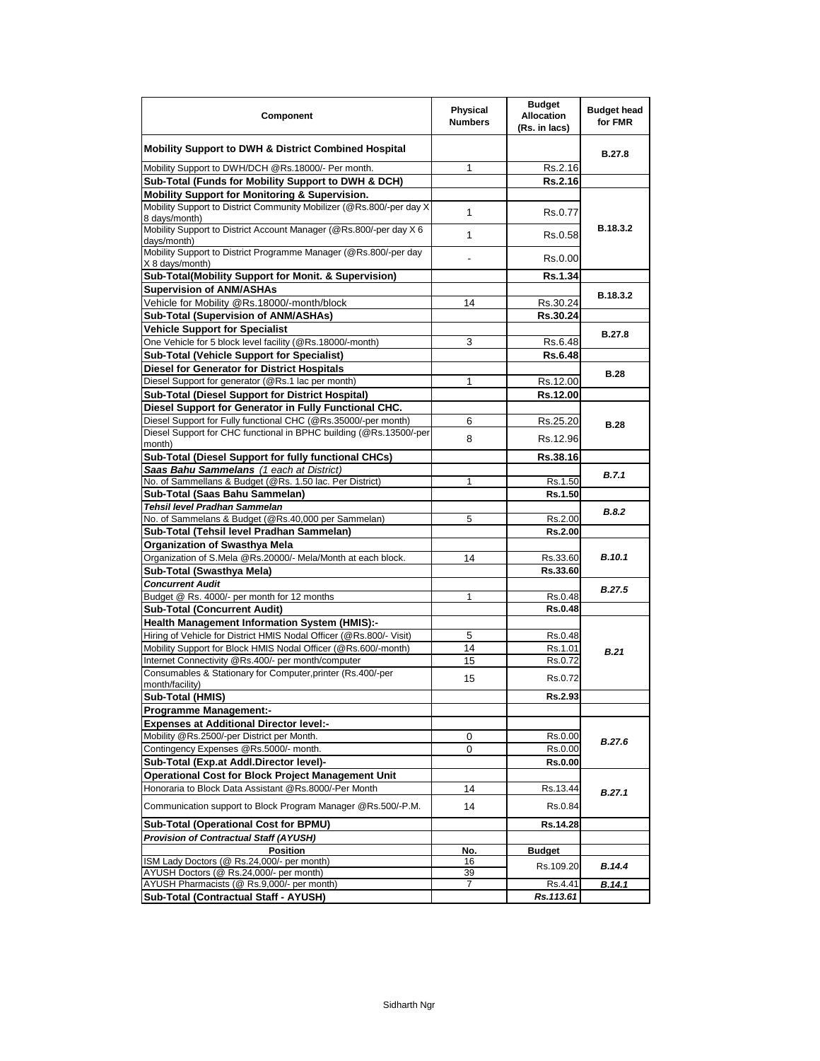| Component | Physical Numbers | Budget Allocation (Rs. in lacs) | Budget head for FMR |
|---|---|---|---|
| **Mobility Support to DWH & District Combined Hospital** | | | **B.27.8** |
| Mobility Support to DWH/DCH @Rs.18000/- Per month. | 1 | Rs.2.16 | |
| **Sub-Total (Funds for Mobility Support to DWH & DCH)** | | **Rs.2.16** | |
| **Mobility Support for Monitoring & Supervision.** | | | **B.18.3.2** |
| Mobility Support to District Community Mobilizer (@Rs.800/-per day X 8 days/month) | 1 | Rs.0.77 | |
| Mobility Support to District Account Manager (@Rs.800/-per day X 6 days/month) | 1 | Rs.0.58 | |
| Mobility Support to District Programme Manager (@Rs.800/-per day X 8 days/month) | - | Rs.0.00 | |
| **Sub-Total(Mobility Support for Monit. & Supervision)** | | **Rs.1.34** | |
| **Supervision of ANM/ASHAs** | | | **B.18.3.2** |
| Vehicle for Mobility @Rs.18000/-month/block | 14 | Rs.30.24 | |
| **Sub-Total (Supervision of ANM/ASHAs)** | | **Rs.30.24** | |
| **Vehicle Support for Specialist** | | | **B.27.8** |
| One Vehicle for 5 block level facility (@Rs.18000/-month) | 3 | Rs.6.48 | |
| **Sub-Total (Vehicle Support for Specialist)** | | **Rs.6.48** | |
| **Diesel for Generator for District Hospitals** | | | **B.28** |
| Diesel Support for generator (@Rs.1 lac per month) | 1 | Rs.12.00 | |
| **Sub-Total (Diesel Support for District Hospital)** | | **Rs.12.00** | |
| **Diesel Support for Generator in Fully Functional CHC.** | | | **B.28** |
| Diesel Support for Fully functional CHC (@Rs.35000/-per month) | 6 | Rs.25.20 | |
| Diesel Support for CHC functional in BPHC building (@Rs.13500/-per month) | 8 | Rs.12.96 | |
| **Sub-Total (Diesel Support for fully functional CHCs)** | | **Rs.38.16** | |
| ***Saas Bahu Sammelans** (1 each at District)* | | | ***B.7.1*** |
| No. of Sammellans & Budget (@Rs. 1.50 lac. Per District) | 1 | Rs.1.50 | |
| **Sub-Total (Saas Bahu Sammelan)** | | **Rs.1.50** | |
| ***Tehsil level Pradhan Sammelan*** | | | ***B.8.2*** |
| No. of Sammelans & Budget (@Rs.40,000 per Sammelan) | 5 | Rs.2.00 | |
| **Sub-Total (Tehsil level Pradhan Sammelan)** | | **Rs.2.00** | |
| **Organization of Swasthya Mela** | | | ***B.10.1*** |
| Organization of S.Mela @Rs.20000/- Mela/Month at each block. | 14 | Rs.33.60 | |
| **Sub-Total (Swasthya Mela)** | | **Rs.33.60** | |
| ***Concurrent Audit*** | | | ***B.27.5*** |
| Budget @ Rs. 4000/- per month for 12 months | 1 | Rs.0.48 | |
| **Sub-Total (Concurrent Audit)** | | **Rs.0.48** | |
| **Health Management Information System (HMIS):-** | | | ***B.21*** |
| Hiring of Vehicle for District HMIS Nodal Officer (@Rs.800/- Visit) | 5 | Rs.0.48 | |
| Mobility Support for Block HMIS Nodal Officer (@Rs.600/-month) | 14 | Rs.1.01 | |
| Internet Connectivity @Rs.400/- per month/computer | 15 | Rs.0.72 | |
| Consumables & Stationary for Computer,printer (Rs.400/-per month/facility) | 15 | Rs.0.72 | |
| **Sub-Total (HMIS)** | | **Rs.2.93** | |
| **Programme Management:-** | | | |
| **Expenses at Additional Director level:-** | | | ***B.27.6*** |
| Mobility @Rs.2500/-per District per Month. | 0 | Rs.0.00 | |
| Contingency Expenses @Rs.5000/- month. | 0 | Rs.0.00 | |
| **Sub-Total (Exp.at Addl.Director level)-** | | **Rs.0.00** | |
| **Operational Cost for Block Project Management Unit** | | | ***B.27.1*** |
| Honoraria to Block Data Assistant @Rs.8000/-Per Month | 14 | Rs.13.44 | |
| Communication support to Block Program Manager @Rs.500/-P.M. | 14 | Rs.0.84 | |
| **Sub-Total (Operational Cost for BPMU)** | | **Rs.14.28** | |
| ***Provision of Contractual Staff (AYUSH)*** | | | |
| **Position** | **No.** | **Budget** | |
| ISM Lady Doctors (@ Rs.24,000/- per month) | 16 | Rs.109.20 | ***B.14.4*** |
| AYUSH Doctors (@ Rs.24,000/- per month) | 39 | | |
| AYUSH Pharmacists (@ Rs.9,000/- per month) | 7 | Rs.4.41 | ***B.14.1*** |
| **Sub-Total (Contractual Staff - AYUSH)** | | ***Rs.113.61*** | |

Sidharth Ngr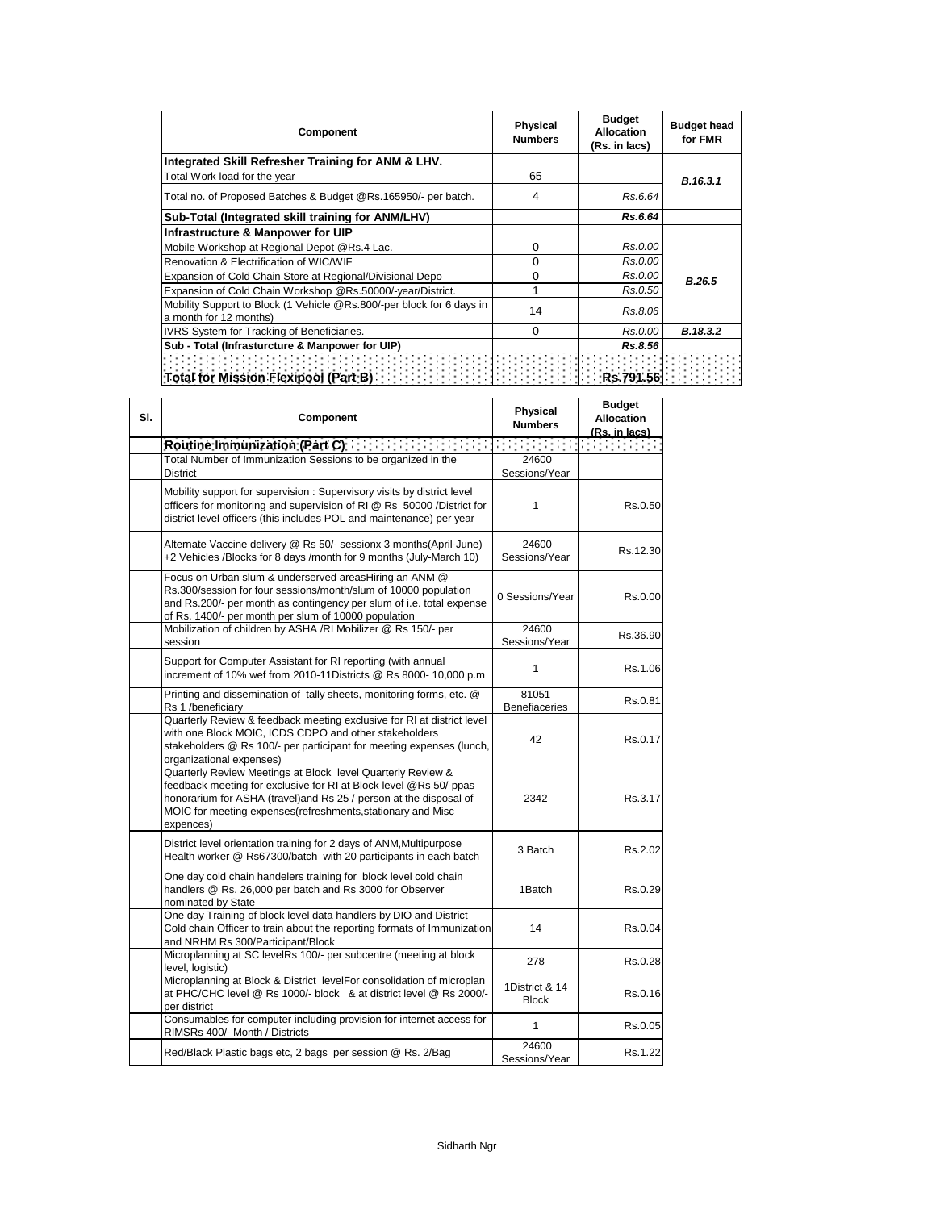| Component | Physical Numbers | Budget Allocation (Rs. in lacs) | Budget head for FMR |
|---|---|---|---|
| **Integrated Skill Refresher Training for ANM & LHV.** | | | |
| Total Work load for the year | 65 | | *B.16.3.1* |
| Total no. of Proposed Batches & Budget @Rs.165950/- per batch. | 4 | *Rs.6.64* | |
| **Sub-Total (Integrated skill training for ANM/LHV)** | | ***Rs.6.64*** | |
| **Infrastructure & Manpower for UIP** | | | |
| Mobile Workshop at Regional Depot @Rs.4 Lac. | 0 | *Rs.0.00* | *B.26.5* |
| Renovation & Electrification of WIC/WIF | 0 | *Rs.0.00* | |
| Expansion of Cold Chain Store at Regional/Divisional Depo | 0 | *Rs.0.00* | |
| Expansion of Cold Chain Workshop @Rs.50000/-year/District. | 1 | *Rs.0.50* | |
| Mobility Support to Block (1 Vehicle @Rs.800/-per block for 6 days in a month for 12 months) | 14 | *Rs.8.06* | |
| IVRS System for Tracking of Beneficiaries. | 0 | *Rs.0.00* | *B.18.3.2* |
| **Sub - Total (Infrasturcture & Manpower for UIP)** | | ***Rs.8.56*** | |
| | | | |
| **Total for Mission Flexipool (Part B)** | | **Rs.791.56** | |

| Sl. | Component | Physical Numbers | Budget Allocation (Rs. in lacs) |
|---|---|---|---|
| | **Routine Immunization (Part C)** | | |
| | Total Number of Immunization Sessions to be organized in the District | 24600 Sessions/Year | |
| | Mobility support for supervision : Supervisory visits by district level officers for monitoring and supervision of RI @ Rs 50000 /District for district level officers (this includes POL and maintenance) per year | 1 | Rs.0.50 |
| | Alternate Vaccine delivery @ Rs 50/- sessionx 3 months(April-June) +2 Vehicles /Blocks for 8 days /month for 9 months (July-March 10) | 24600 Sessions/Year | Rs.12.30 |
| | Focus on Urban slum & underserved areasHiring an ANM @ Rs.300/session for four sessions/month/slum of 10000 population and Rs.200/- per month as contingency per slum of i.e. total expense of Rs. 1400/- per month per slum of 10000 population | 0 Sessions/Year | Rs.0.00 |
| | Mobilization of children by ASHA /RI Mobilizer @ Rs 150/- per session | 24600 Sessions/Year | Rs.36.90 |
| | Support for Computer Assistant for RI reporting (with annual increment of 10% wef from 2010-11Districts @ Rs 8000- 10,000 p.m | 1 | Rs.1.06 |
| | Printing and dissemination of tally sheets, monitoring forms, etc. @ Rs 1 /beneficiary | 81051 Benefiaceries | Rs.0.81 |
| | Quarterly Review & feedback meeting exclusive for RI at district level with one Block MOIC, ICDS CDPO and other stakeholders stakeholders @ Rs 100/- per participant for meeting expenses (lunch, organizational expenses) | 42 | Rs.0.17 |
| | Quarterly Review Meetings at Block level Quarterly Review & feedback meeting for exclusive for RI at Block level @Rs 50/-ppas honorarium for ASHA (travel)and Rs 25 /-person at the disposal of MOIC for meeting expenses(refreshments,stationary and Misc expences) | 2342 | Rs.3.17 |
| | District level orientation training for 2 days of ANM,Multipurpose Health worker @ Rs67300/batch with 20 participants in each batch | 3 Batch | Rs.2.02 |
| | One day cold chain handelers training for block level cold chain handlers @ Rs. 26,000 per batch and Rs 3000 for Observer nominated by State | 1Batch | Rs.0.29 |
| | One day Training of block level data handlers by DIO and District Cold chain Officer to train about the reporting formats of Immunization and NRHM Rs 300/Participant/Block | 14 | Rs.0.04 |
| | Microplanning at SC levelRs 100/- per subcentre (meeting at block level, logistic) | 278 | Rs.0.28 |
| | Microplanning at Block & District levelFor consolidation of microplan at PHC/CHC level @ Rs 1000/- block & at district level @ Rs 2000/- per district | 1District & 14 Block | Rs.0.16 |
| | Consumables for computer including provision for internet access for RIMSRs 400/- Month / Districts | 1 | Rs.0.05 |
| | Red/Black Plastic bags etc, 2 bags per session @ Rs. 2/Bag | 24600 Sessions/Year | Rs.1.22 |

Sidharth Ngr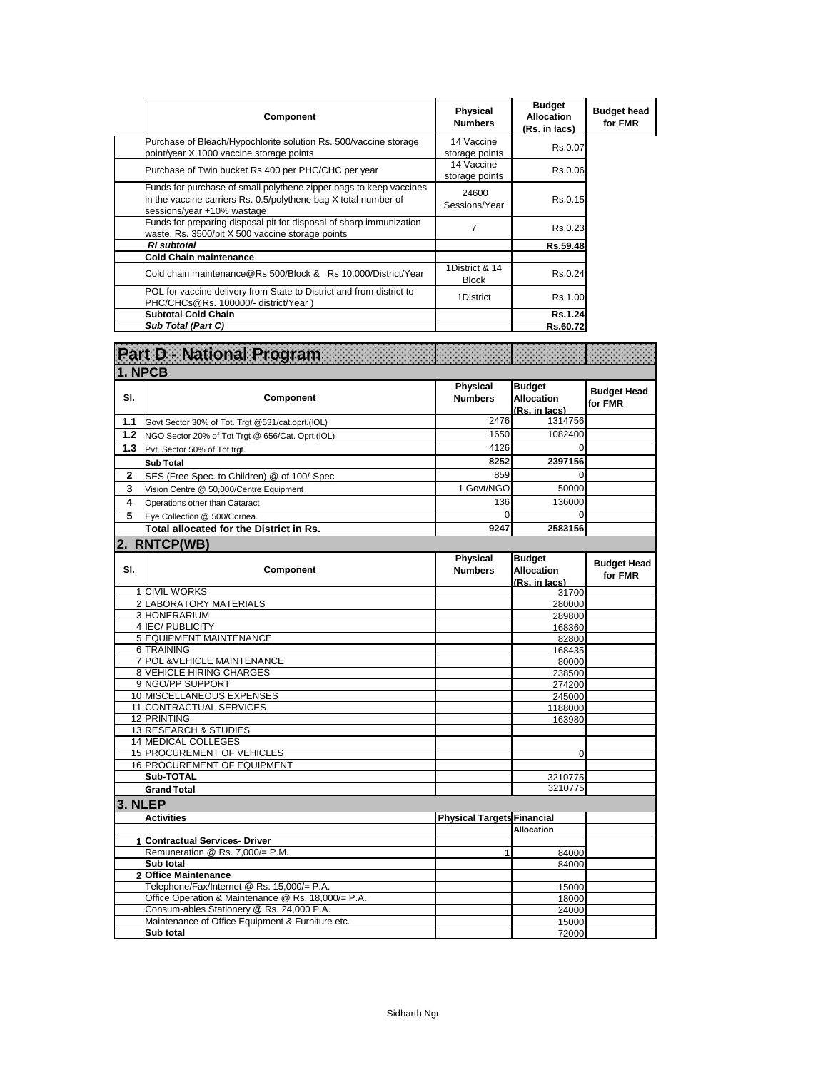| Component | Physical Numbers | Budget Allocation (Rs. in lacs) | Budget head for FMR |
|---|---|---|---|
| Purchase of Bleach/Hypochlorite solution Rs. 500/vaccine storage point/year X 1000 vaccine storage points | 14 Vaccine storage points | Rs.0.07 | |
| Purchase of Twin bucket Rs 400 per PHC/CHC per year | 14 Vaccine storage points | Rs.0.06 | |
| Funds for purchase of small polythene zipper bags to keep vaccines in the vaccine carriers Rs. 0.5/polythene bag X total number of sessions/year +10% wastage | 24600 Sessions/Year | Rs.0.15 | |
| Funds for preparing disposal pit for disposal of sharp immunization waste. Rs. 3500/pit X 500 vaccine storage points | 7 | Rs.0.23 | |
| ***RI subtotal*** | | **Rs.59.48** | |
| **Cold Chain maintenance** | | | |
| Cold chain maintenance@Rs 500/Block & Rs 10,000/District/Year | 1District & 14 Block | Rs.0.24 | |
| POL for vaccine delivery from State to District and from district to PHC/CHCs@Rs. 100000/- district/Year ) | 1District | Rs.1.00 | |
| **Subtotal Cold Chain** | | **Rs.1.24** | |
| ***Sub Total (Part C)*** | | **Rs.60.72** | |

# Part D - National Program

## 1. NPCB

| Sl. | Component | Physical Numbers | Budget Allocation (Rs. in lacs) | Budget Head for FMR |
|---|---|---|---|---|
| **1.1** | Govt Sector 30% of Tot. Trgt @531/cat.oprt.(IOL) | 2476 | 1314756 | |
| **1.2** | NGO Sector 20% of Tot Trgt @ 656/Cat. Oprt.(IOL) | 1650 | 1082400 | |
| **1.3** | Pvt. Sector 50% of Tot trgt. | 4126 | 0 | |
| | **Sub Total** | **8252** | **2397156** | |
| **2** | SES (Free Spec. to Children) @ of 100/-Spec | 859 | 0 | |
| **3** | Vision Centre @ 50,000/Centre Equipment | 1 Govt/NGO | 50000 | |
| **4** | Operations other than Cataract | 136 | 136000 | |
| **5** | Eye Collection @ 500/Cornea. | 0 | 0 | |
| | **Total allocated for the District in Rs.** | **9247** | **2583156** | |

## 2. RNTCP(WB)

| Sl. | Component | Physical Numbers | Budget Allocation (Rs. in lacs) | Budget Head for FMR |
|---|---|---|---|---|
| 1 | CIVIL WORKS | | 31700 | |
| 2 | LABORATORY MATERIALS | | 280000 | |
| 3 | HONERARIUM | | 289800 | |
| 4 | IEC/ PUBLICITY | | 168360 | |
| 5 | EQUIPMENT MAINTENANCE | | 82800 | |
| 6 | TRAINING | | 168435 | |
| 7 | POL &VEHICLE MAINTENANCE | | 80000 | |
| 8 | VEHICLE HIRING CHARGES | | 238500 | |
| 9 | NGO/PP SUPPORT | | 274200 | |
| 10 | MISCELLANEOUS EXPENSES | | 245000 | |
| 11 | CONTRACTUAL SERVICES | | 1188000 | |
| 12 | PRINTING | | 163980 | |
| 13 | RESEARCH & STUDIES | | | |
| 14 | MEDICAL COLLEGES | | | |
| 15 | PROCUREMENT OF VEHICLES | | 0 | |
| 16 | PROCUREMENT OF EQUIPMENT | | | |
| | **Sub-TOTAL** | | 3210775 | |
| | **Grand Total** | | 3210775 | |

## 3. NLEP

| | Activities | Physical Targets | Financial Allocation | |
|---|---|---|---|---|
| 1 | **Contractual Services- Driver** | | | |
| | Remuneration @ Rs. 7,000/= P.M. | 1 | 84000 | |
| | **Sub total** | | 84000 | |
| 2 | **Office Maintenance** | | | |
| | Telephone/Fax/Internet @ Rs. 15,000/= P.A. | | 15000 | |
| | Office Operation & Maintenance @ Rs. 18,000/= P.A. | | 18000 | |
| | Consum-ables Stationery @ Rs. 24,000 P.A. | | 24000 | |
| | Maintenance of Office Equipment & Furniture etc. | | 15000 | |
| | **Sub total** | | 72000 | |

Sidharth Ngr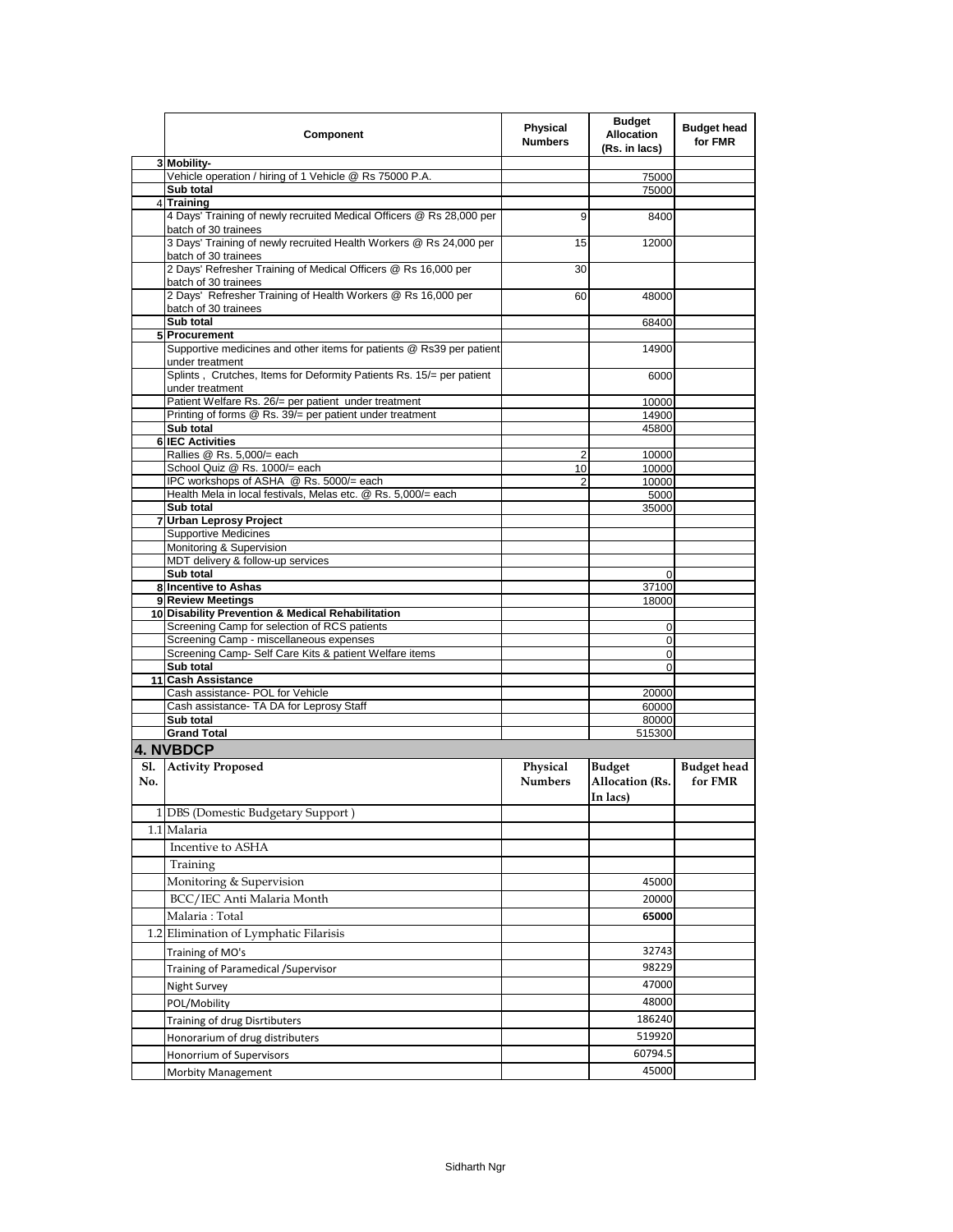|  | Component | Physical Numbers | Budget Allocation (Rs. in lacs) | Budget head for FMR |
|---|---|---|---|---|
| 3 | **Mobility-** |  |  |  |
|  | Vehicle operation / hiring of 1 Vehicle @ Rs 75000 P.A. |  | 75000 |  |
|  | **Sub total** |  | 75000 |  |
| 4 | **Training** |  |  |  |
|  | 4 Days' Training of newly recruited Medical Officers @ Rs 28,000 per batch of 30 trainees | 9 | 8400 |  |
|  | 3 Days' Training of newly recruited Health Workers @ Rs 24,000 per batch of 30 trainees | 15 | 12000 |  |
|  | 2 Days' Refresher Training of Medical Officers @ Rs 16,000 per batch of 30 trainees | 30 |  |  |
|  | 2 Days' Refresher Training of Health Workers @ Rs 16,000 per batch of 30 trainees | 60 | 48000 |  |
|  | **Sub total** |  | 68400 |  |
| 5 | **Procurement** |  |  |  |
|  | Supportive medicines and other items for patients @ Rs39 per patient under treatment |  | 14900 |  |
|  | Splints , Crutches, Items for Deformity Patients Rs. 15/= per patient under treatment |  | 6000 |  |
|  | Patient Welfare Rs. 26/= per patient under treatment |  | 10000 |  |
|  | Printing of forms @ Rs. 39/= per patient under treatment |  | 14900 |  |
|  | **Sub total** |  | 45800 |  |
| 6 | **IEC Activities** |  |  |  |
|  | Rallies @ Rs. 5,000/= each | 2 | 10000 |  |
|  | School Quiz @ Rs. 1000/= each | 10 | 10000 |  |
|  | IPC workshops of ASHA @ Rs. 5000/= each | 2 | 10000 |  |
|  | Health Mela in local festivals, Melas etc. @ Rs. 5,000/= each |  | 5000 |  |
|  | **Sub total** |  | 35000 |  |
| 7 | **Urban Leprosy Project** |  |  |  |
|  | Supportive Medicines |  |  |  |
|  | Monitoring & Supervision |  |  |  |
|  | MDT delivery & follow-up services |  |  |  |
|  | **Sub total** |  | 0 |  |
| 8 | **Incentive to Ashas** |  | 37100 |  |
| 9 | **Review Meetings** |  | 18000 |  |
| 10 | **Disability Prevention & Medical Rehabilitation** |  |  |  |
|  | Screening Camp for selection of RCS patients |  | 0 |  |
|  | Screening Camp - miscellaneous expenses |  | 0 |  |
|  | Screening Camp- Self Care Kits & patient Welfare items |  | 0 |  |
|  | **Sub total** |  | 0 |  |
| 11 | **Cash Assistance** |  |  |  |
|  | Cash assistance- POL for Vehicle |  | 20000 |  |
|  | Cash assistance- TA DA for Leprosy Staff |  | 60000 |  |
|  | **Sub total** |  | 80000 |  |
|  | **Grand Total** |  | 515300 |  |

## 4. NVBDCP

| Sl. No. | Activity Proposed | Physical Numbers | Budget Allocation (Rs. In lacs) | Budget head for FMR |
|---|---|---|---|---|
| 1 | DBS (Domestic Budgetary Support ) |  |  |  |
| 1.1 | Malaria |  |  |  |
|  | Incentive to ASHA |  |  |  |
|  | Training |  |  |  |
|  | Monitoring & Supervision |  | 45000 |  |
|  | BCC/IEC Anti Malaria Month |  | 20000 |  |
|  | Malaria : Total |  | **65000** |  |
| 1.2 | Elimination of Lymphatic Filarisis |  |  |  |
|  | Training of MO's |  | 32743 |  |
|  | Training of Paramedical /Supervisor |  | 98229 |  |
|  | Night Survey |  | 47000 |  |
|  | POL/Mobility |  | 48000 |  |
|  | Training of drug Disrtibuters |  | 186240 |  |
|  | Honorarium of drug distributers |  | 519920 |  |
|  | Honorrium of Supervisors |  | 60794.5 |  |
|  | Morbity Management |  | 45000 |  |

Sidharth Ngr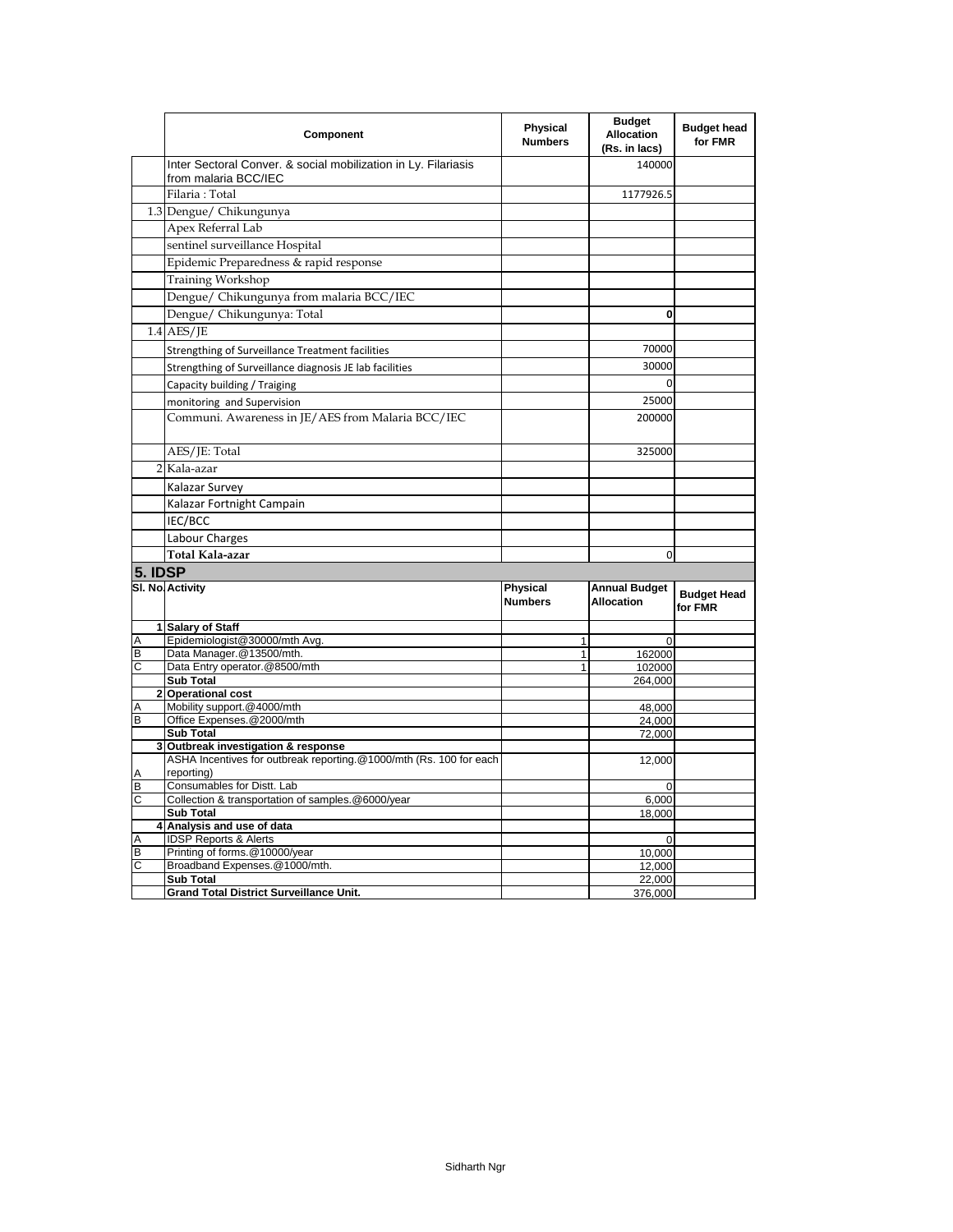| | Component | Physical Numbers | Budget Allocation (Rs. in lacs) | Budget head for FMR |
|---|---|---|---|---|
| | Inter Sectoral Conver. & social mobilization in Ly. Filariasis from malaria BCC/IEC | | 140000 | |
| | Filaria : Total | | 1177926.5 | |
| 1.3 | Dengue/ Chikungunya | | | |
| | Apex Referral Lab | | | |
| | sentinel surveillance Hospital | | | |
| | Epidemic Preparedness & rapid response | | | |
| | Training Workshop | | | |
| | Dengue/ Chikungunya from malaria BCC/IEC | | | |
| | Dengue/ Chikungunya: Total | | **0** | |
| 1.4 | AES/JE | | | |
| | Strengthing of Surveillance Treatment facilities | | 70000 | |
| | Strengthing of Surveillance diagnosis JE lab facilities | | 30000 | |
| | Capacity building / Traiging | | 0 | |
| | monitoring and Supervision | | 25000 | |
| | Communi. Awareness in JE/AES from Malaria BCC/IEC | | 200000 | |
| | AES/JE: Total | | 325000 | |
| 2 | Kala-azar | | | |
| | Kalazar Survey | | | |
| | Kalazar Fortnight Campain | | | |
| | IEC/BCC | | | |
| | Labour Charges | | | |
| | **Total Kala-azar** | | 0 | |

## 5. IDSP

| Sl. No. | Activity | Physical Numbers | Annual Budget Allocation | Budget Head for FMR |
|---|---|---|---|---|
| 1 | **Salary of Staff** | | | |
| A | Epidemiologist@30000/mth Avg. | 1 | 0 | |
| B | Data Manager.@13500/mth. | 1 | 162000 | |
| C | Data Entry operator.@8500/mth | 1 | 102000 | |
| | **Sub Total** | | 264,000 | |
| 2 | **Operational cost** | | | |
| A | Mobility support.@4000/mth | | 48,000 | |
| B | Office Expenses.@2000/mth | | 24,000 | |
| | **Sub Total** | | 72,000 | |
| 3 | **Outbreak investigation & response** | | | |
| A | ASHA Incentives for outbreak reporting.@1000/mth (Rs. 100 for each reporting) | | 12,000 | |
| B | Consumables for Distt. Lab | | 0 | |
| C | Collection & transportation of samples.@6000/year | | 6,000 | |
| | **Sub Total** | | 18,000 | |
| 4 | **Analysis and use of data** | | | |
| A | IDSP Reports & Alerts | | 0 | |
| B | Printing of forms.@10000/year | | 10,000 | |
| C | Broadband Expenses.@1000/mth. | | 12,000 | |
| | **Sub Total** | | 22,000 | |
| | **Grand Total District Surveillance Unit.** | | 376,000 | |